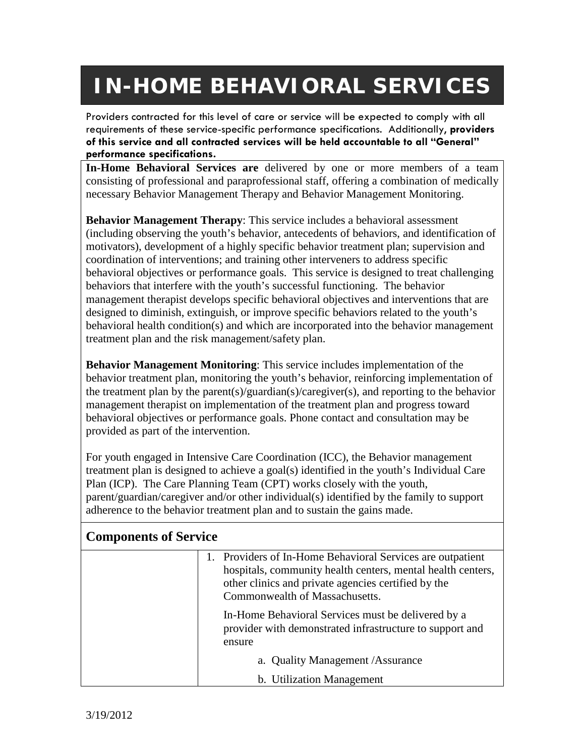# IN-HOME BEHAVIORAL SERVICES

Providers contracted for this level of care or service will be expected to comply with all requirements of these service-specific performance specifications. Additionally, **providers of this service and all contracted services will be held accountable to all "General" performance specifications.**

**In-Home Behavioral Services are** delivered by one or more members of a team consisting of professional and paraprofessional staff, offering a combination of medically necessary Behavior Management Therapy and Behavior Management Monitoring.

**Behavior Management Therapy**: This service includes a behavioral assessment (including observing the youth's behavior, antecedents of behaviors, and identification of motivators), development of a highly specific behavior treatment plan; supervision and coordination of interventions; and training other interveners to address specific behavioral objectives or performance goals. This service is designed to treat challenging behaviors that interfere with the youth's successful functioning. The behavior management therapist develops specific behavioral objectives and interventions that are designed to diminish, extinguish, or improve specific behaviors related to the youth's behavioral health condition(s) and which are incorporated into the behavior management treatment plan and the risk management/safety plan.

**Behavior Management Monitoring**: This service includes implementation of the behavior treatment plan, monitoring the youth's behavior, reinforcing implementation of the treatment plan by the parent(s)/guardian(s)/caregiver(s), and reporting to the behavior management therapist on implementation of the treatment plan and progress toward behavioral objectives or performance goals. Phone contact and consultation may be provided as part of the intervention.

For youth engaged in Intensive Care Coordination (ICC), the Behavior management treatment plan is designed to achieve a goal(s) identified in the youth's Individual Care Plan (ICP). The Care Planning Team (CPT) works closely with the youth, parent/guardian/caregiver and/or other individual(s) identified by the family to support adherence to the behavior treatment plan and to sustain the gains made.

## Components of Service

| | |
|---|---|
| | 1. Providers of In-Home Behavioral Services are outpatient hospitals, community health centers, mental health centers, other clinics and private agencies certified by the Commonwealth of Massachusetts.<br><br>In-Home Behavioral Services must be delivered by a provider with demonstrated infrastructure to support and ensure<br><br>a. Quality Management /Assurance<br><br>b. Utilization Management |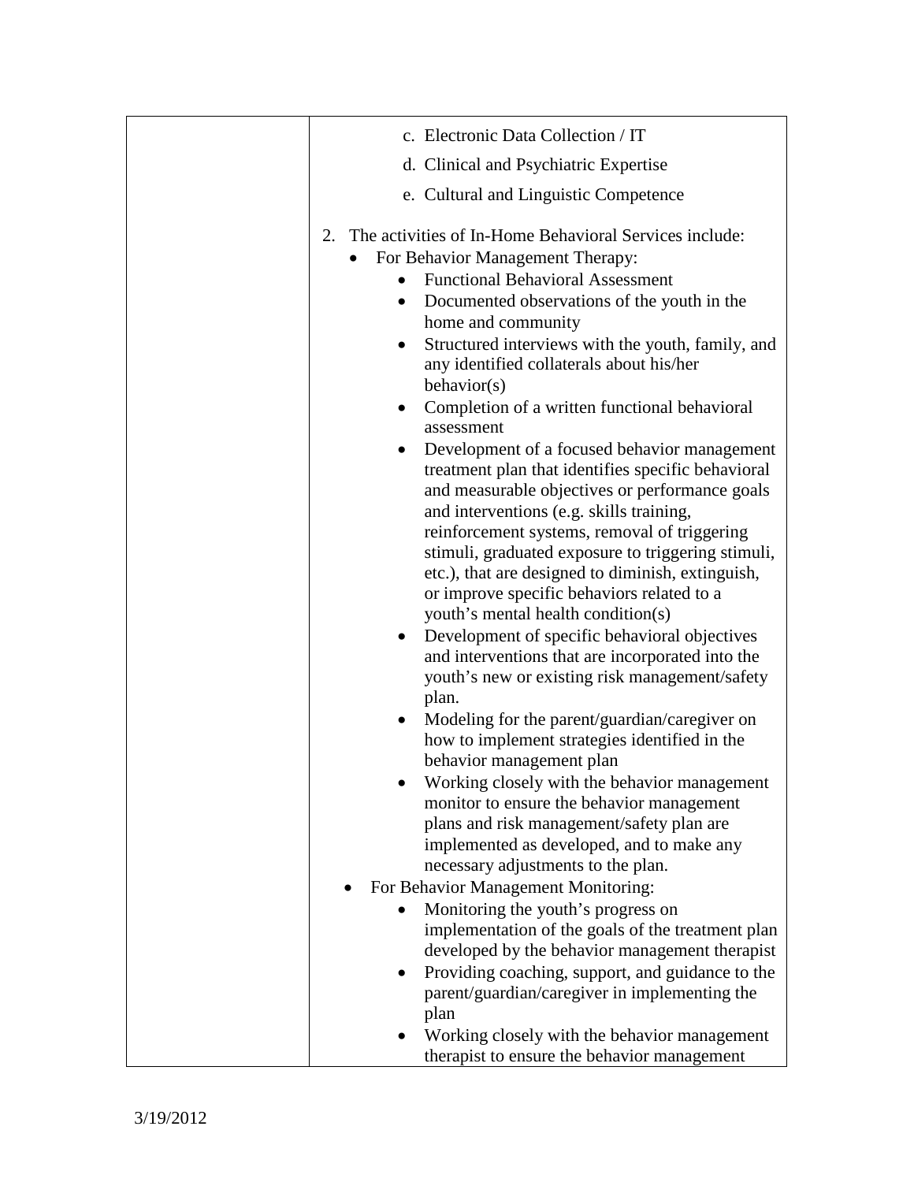| | c. Electronic Data Collection / IT<br>d. Clinical and Psychiatric Expertise<br>e. Cultural and Linguistic Competence<br><br>2. The activities of In-Home Behavioral Services include:<br>• For Behavior Management Therapy:<br>  • Functional Behavioral Assessment<br>  • Documented observations of the youth in the home and community<br>  • Structured interviews with the youth, family, and any identified collaterals about his/her behavior(s)<br>  • Completion of a written functional behavioral assessment<br>  • Development of a focused behavior management treatment plan that identifies specific behavioral and measurable objectives or performance goals and interventions (e.g. skills training, reinforcement systems, removal of triggering stimuli, graduated exposure to triggering stimuli, etc.), that are designed to diminish, extinguish, or improve specific behaviors related to a youth's mental health condition(s)<br>  • Development of specific behavioral objectives and interventions that are incorporated into the youth's new or existing risk management/safety plan.<br>  • Modeling for the parent/guardian/caregiver on how to implement strategies identified in the behavior management plan<br>  • Working closely with the behavior management monitor to ensure the behavior management plans and risk management/safety plan are implemented as developed, and to make any necessary adjustments to the plan.<br>• For Behavior Management Monitoring:<br>  • Monitoring the youth's progress on implementation of the goals of the treatment plan developed by the behavior management therapist<br>  • Providing coaching, support, and guidance to the parent/guardian/caregiver in implementing the plan<br>  • Working closely with the behavior management therapist to ensure the behavior management |
|---|---|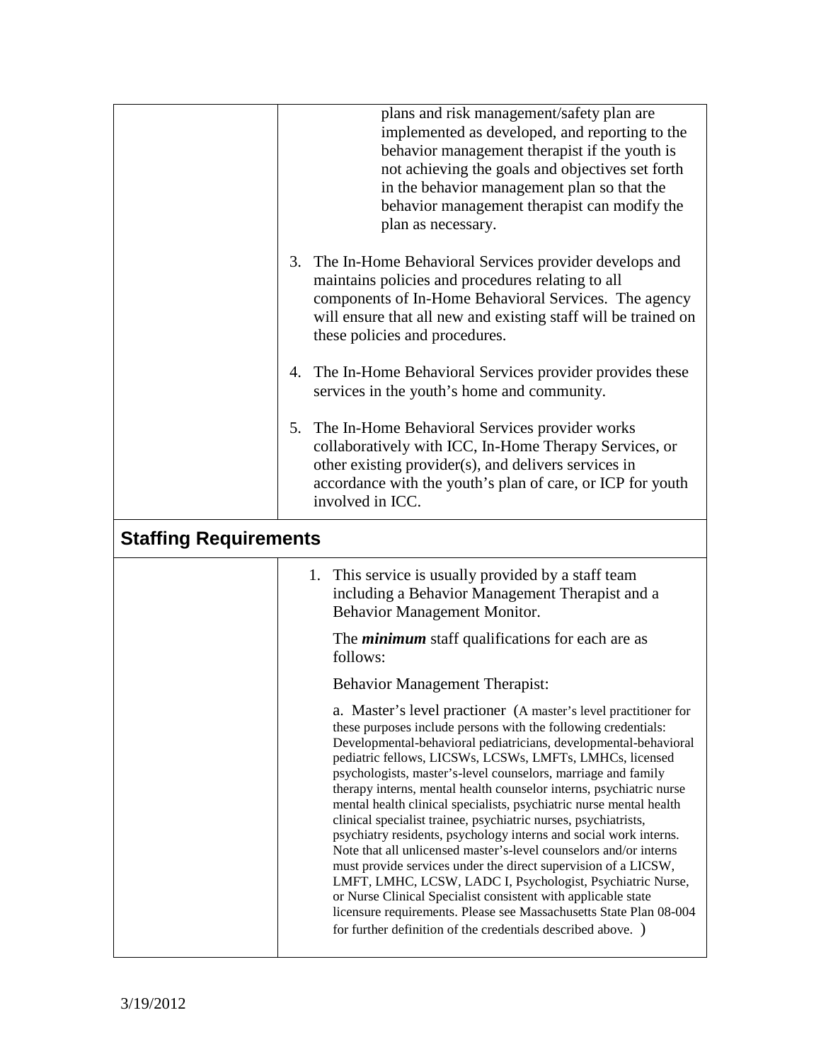| | plans and risk management/safety plan are implemented as developed, and reporting to the behavior management therapist if the youth is not achieving the goals and objectives set forth in the behavior management plan so that the behavior management therapist can modify the plan as necessary.<br><br>3. The In-Home Behavioral Services provider develops and maintains policies and procedures relating to all components of In-Home Behavioral Services. The agency will ensure that all new and existing staff will be trained on these policies and procedures.<br><br>4. The In-Home Behavioral Services provider provides these services in the youth's home and community.<br><br>5. The In-Home Behavioral Services provider works collaboratively with ICC, In-Home Therapy Services, or other existing provider(s), and delivers services in accordance with the youth's plan of care, or ICP for youth involved in ICC. |
|---|---|
| **Staffing Requirements** | |
| | 1. This service is usually provided by a staff team including a Behavior Management Therapist and a Behavior Management Monitor.<br><br>The ***minimum*** staff qualifications for each are as follows:<br><br>Behavior Management Therapist:<br><br>a. Master's level practioner (A master's level practitioner for these purposes include persons with the following credentials: Developmental-behavioral pediatricians, developmental-behavioral pediatric fellows, LICSWs, LCSWs, LMFTs, LMHCs, licensed psychologists, master's-level counselors, marriage and family therapy interns, mental health counselor interns, psychiatric nurse mental health clinical specialists, psychiatric nurse mental health clinical specialist trainee, psychiatric nurses, psychiatrists, psychiatry residents, psychology interns and social work interns. Note that all unlicensed master's-level counselors and/or interns must provide services under the direct supervision of a LICSW, LMFT, LMHC, LCSW, LADC I, Psychologist, Psychiatric Nurse, or Nurse Clinical Specialist consistent with applicable state licensure requirements. Please see Massachusetts State Plan 08-004 for further definition of the credentials described above. ) |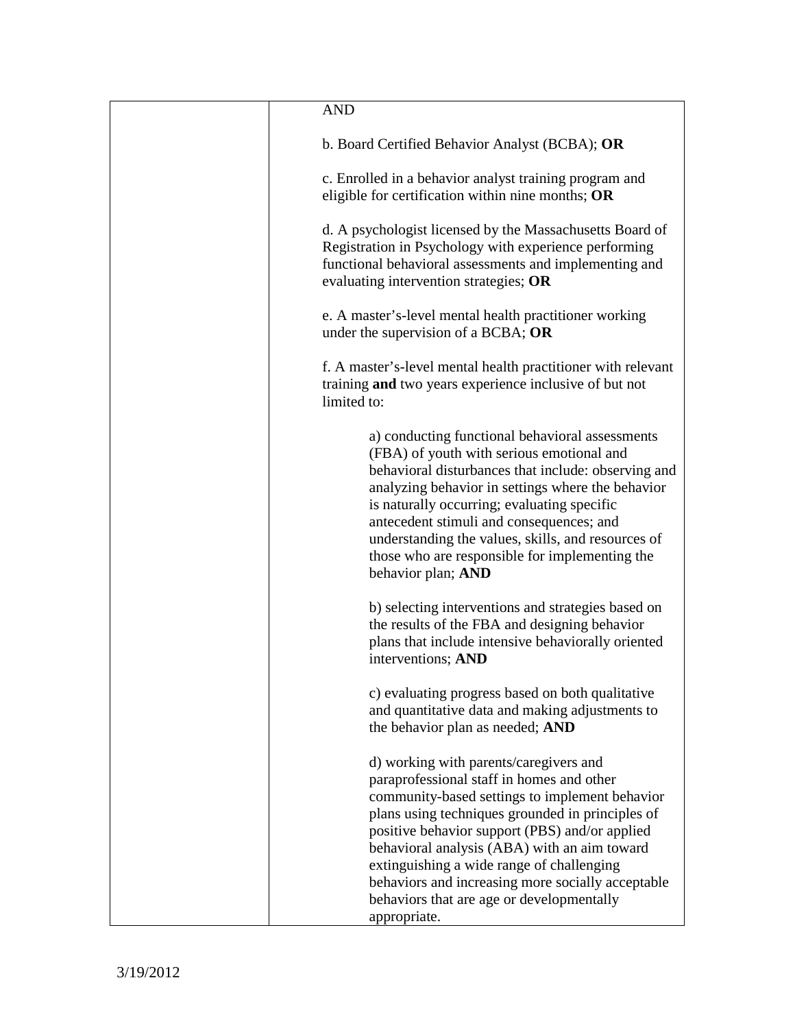| | |
|---|---|
| | AND<br><br>b. Board Certified Behavior Analyst (BCBA); **OR**<br><br>c. Enrolled in a behavior analyst training program and eligible for certification within nine months; **OR**<br><br>d. A psychologist licensed by the Massachusetts Board of Registration in Psychology with experience performing functional behavioral assessments and implementing and evaluating intervention strategies; **OR**<br><br>e. A master's-level mental health practitioner working under the supervision of a BCBA; **OR**<br><br>f. A master's-level mental health practitioner with relevant training **and** two years experience inclusive of but not limited to:<br><br>a) conducting functional behavioral assessments (FBA) of youth with serious emotional and behavioral disturbances that include: observing and analyzing behavior in settings where the behavior is naturally occurring; evaluating specific antecedent stimuli and consequences; and understanding the values, skills, and resources of those who are responsible for implementing the behavior plan; **AND**<br><br>b) selecting interventions and strategies based on the results of the FBA and designing behavior plans that include intensive behaviorally oriented interventions; **AND**<br><br>c) evaluating progress based on both qualitative and quantitative data and making adjustments to the behavior plan as needed; **AND**<br><br>d) working with parents/caregivers and paraprofessional staff in homes and other community-based settings to implement behavior plans using techniques grounded in principles of positive behavior support (PBS) and/or applied behavioral analysis (ABA) with an aim toward extinguishing a wide range of challenging behaviors and increasing more socially acceptable behaviors that are age or developmentally appropriate. |

3/19/2012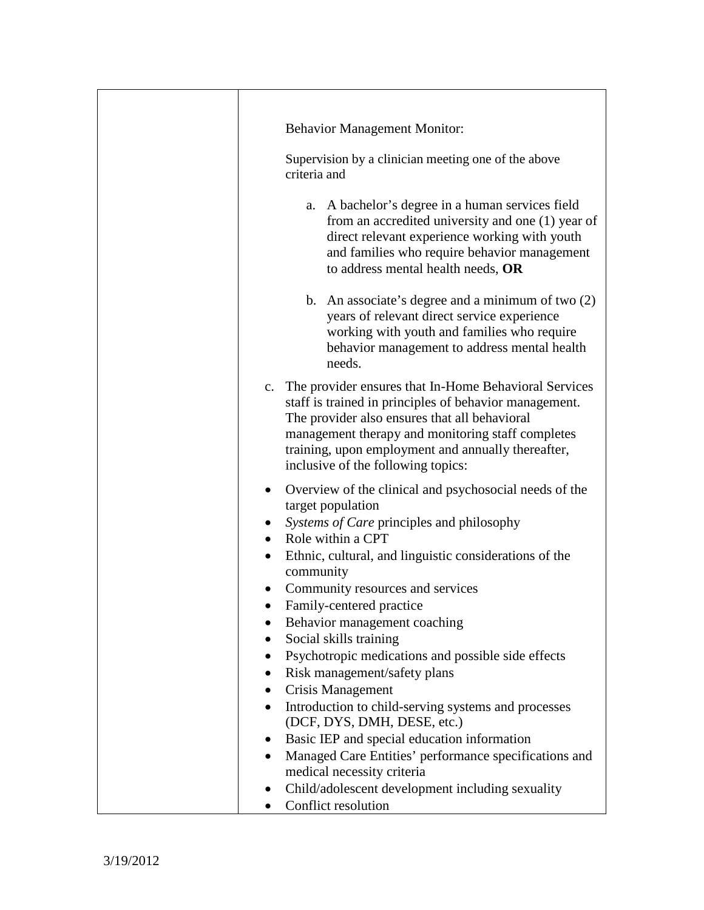| | |
|---|---|
| | Behavior Management Monitor:<br><br>Supervision by a clinician meeting one of the above criteria and<br><br>a. A bachelor's degree in a human services field from an accredited university and one (1) year of direct relevant experience working with youth and families who require behavior management to address mental health needs, **OR**<br><br>b. An associate's degree and a minimum of two (2) years of relevant direct service experience working with youth and families who require behavior management to address mental health needs.<br><br>c. The provider ensures that In-Home Behavioral Services staff is trained in principles of behavior management. The provider also ensures that all behavioral management therapy and monitoring staff completes training, upon employment and annually thereafter, inclusive of the following topics:<br><br>• Overview of the clinical and psychosocial needs of the target population<br>• *Systems of Care* principles and philosophy<br>• Role within a CPT<br>• Ethnic, cultural, and linguistic considerations of the community<br>• Community resources and services<br>• Family-centered practice<br>• Behavior management coaching<br>• Social skills training<br>• Psychotropic medications and possible side effects<br>• Risk management/safety plans<br>• Crisis Management<br>• Introduction to child-serving systems and processes (DCF, DYS, DMH, DESE, etc.)<br>• Basic IEP and special education information<br>• Managed Care Entities' performance specifications and medical necessity criteria<br>• Child/adolescent development including sexuality<br>• Conflict resolution |

3/19/2012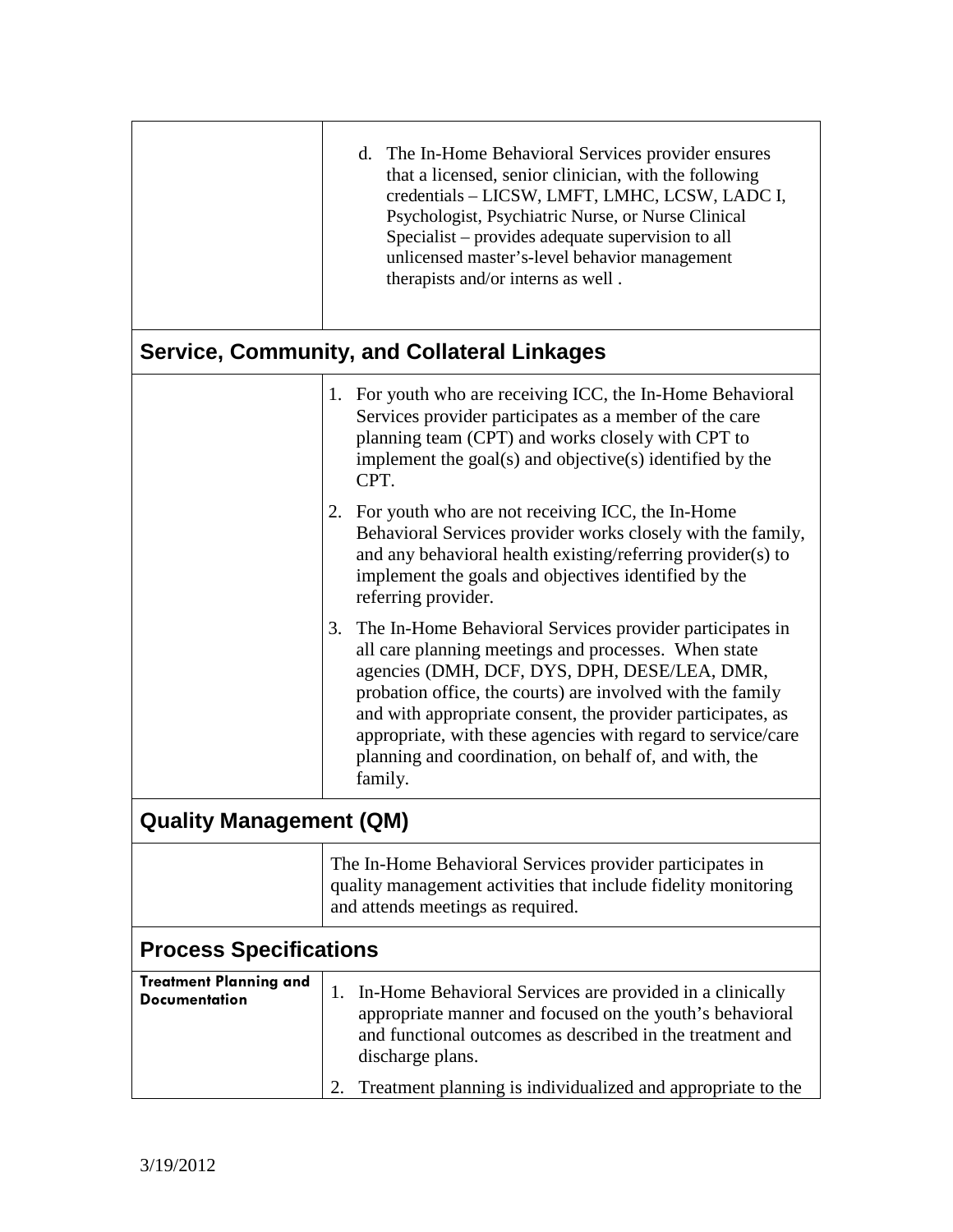| | |
|---|---|
| | d. The In-Home Behavioral Services provider ensures that a licensed, senior clinician, with the following credentials – LICSW, LMFT, LMHC, LCSW, LADC I, Psychologist, Psychiatric Nurse, or Nurse Clinical Specialist – provides adequate supervision to all unlicensed master's-level behavior management therapists and/or interns as well . |
| **Service, Community, and Collateral Linkages** | |
| | 1. For youth who are receiving ICC, the In-Home Behavioral Services provider participates as a member of the care planning team (CPT) and works closely with CPT to implement the goal(s) and objective(s) identified by the CPT.<br>2. For youth who are not receiving ICC, the In-Home Behavioral Services provider works closely with the family, and any behavioral health existing/referring provider(s) to implement the goals and objectives identified by the referring provider.<br>3. The In-Home Behavioral Services provider participates in all care planning meetings and processes. When state agencies (DMH, DCF, DYS, DPH, DESE/LEA, DMR, probation office, the courts) are involved with the family and with appropriate consent, the provider participates, as appropriate, with these agencies with regard to service/care planning and coordination, on behalf of, and with, the family. |
| **Quality Management (QM)** | |
| | The In-Home Behavioral Services provider participates in quality management activities that include fidelity monitoring and attends meetings as required. |
| **Process Specifications** | |
| **Treatment Planning and Documentation** | 1. In-Home Behavioral Services are provided in a clinically appropriate manner and focused on the youth's behavioral and functional outcomes as described in the treatment and discharge plans.<br>2. Treatment planning is individualized and appropriate to the |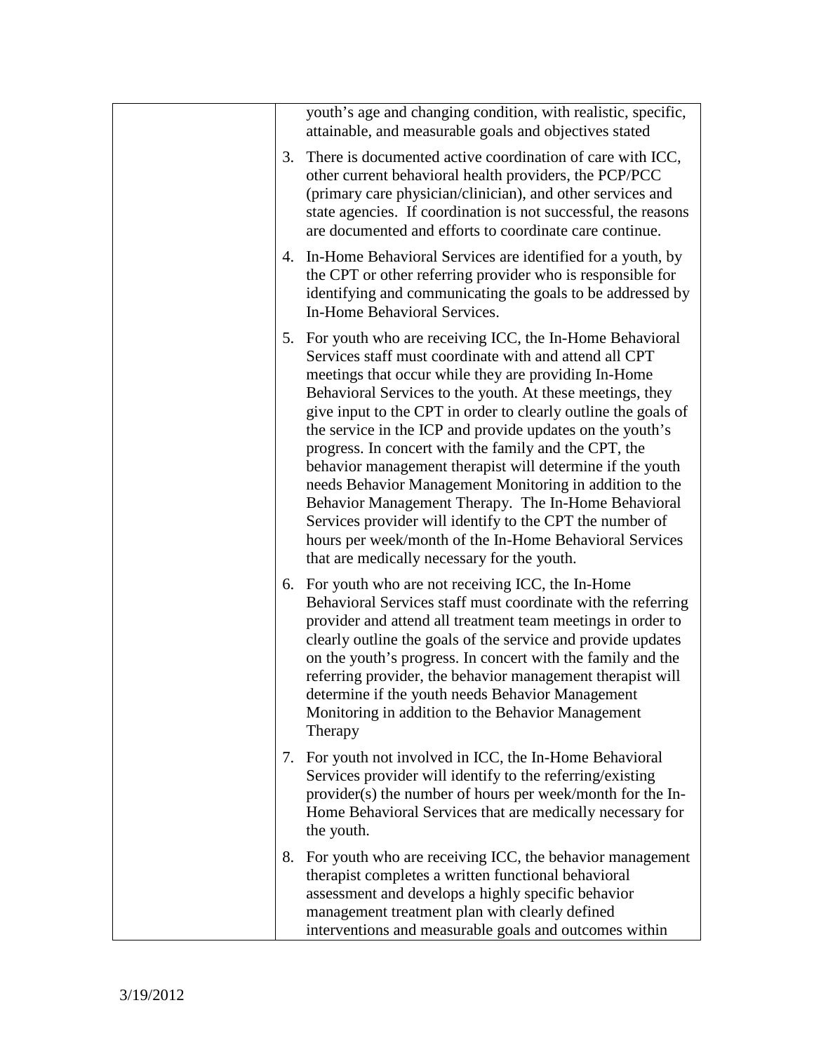| | youth's age and changing condition, with realistic, specific, attainable, and measurable goals and objectives stated<br><br>3. There is documented active coordination of care with ICC, other current behavioral health providers, the PCP/PCC (primary care physician/clinician), and other services and state agencies. If coordination is not successful, the reasons are documented and efforts to coordinate care continue.<br><br>4. In-Home Behavioral Services are identified for a youth, by the CPT or other referring provider who is responsible for identifying and communicating the goals to be addressed by In-Home Behavioral Services.<br><br>5. For youth who are receiving ICC, the In-Home Behavioral Services staff must coordinate with and attend all CPT meetings that occur while they are providing In-Home Behavioral Services to the youth. At these meetings, they give input to the CPT in order to clearly outline the goals of the service in the ICP and provide updates on the youth's progress. In concert with the family and the CPT, the behavior management therapist will determine if the youth needs Behavior Management Monitoring in addition to the Behavior Management Therapy. The In-Home Behavioral Services provider will identify to the CPT the number of hours per week/month of the In-Home Behavioral Services that are medically necessary for the youth.<br><br>6. For youth who are not receiving ICC, the In-Home Behavioral Services staff must coordinate with the referring provider and attend all treatment team meetings in order to clearly outline the goals of the service and provide updates on the youth's progress. In concert with the family and the referring provider, the behavior management therapist will determine if the youth needs Behavior Management Monitoring in addition to the Behavior Management Therapy<br><br>7. For youth not involved in ICC, the In-Home Behavioral Services provider will identify to the referring/existing provider(s) the number of hours per week/month for the In-Home Behavioral Services that are medically necessary for the youth.<br><br>8. For youth who are receiving ICC, the behavior management therapist completes a written functional behavioral assessment and develops a highly specific behavior management treatment plan with clearly defined interventions and measurable goals and outcomes within |
|---|---|

3/19/2012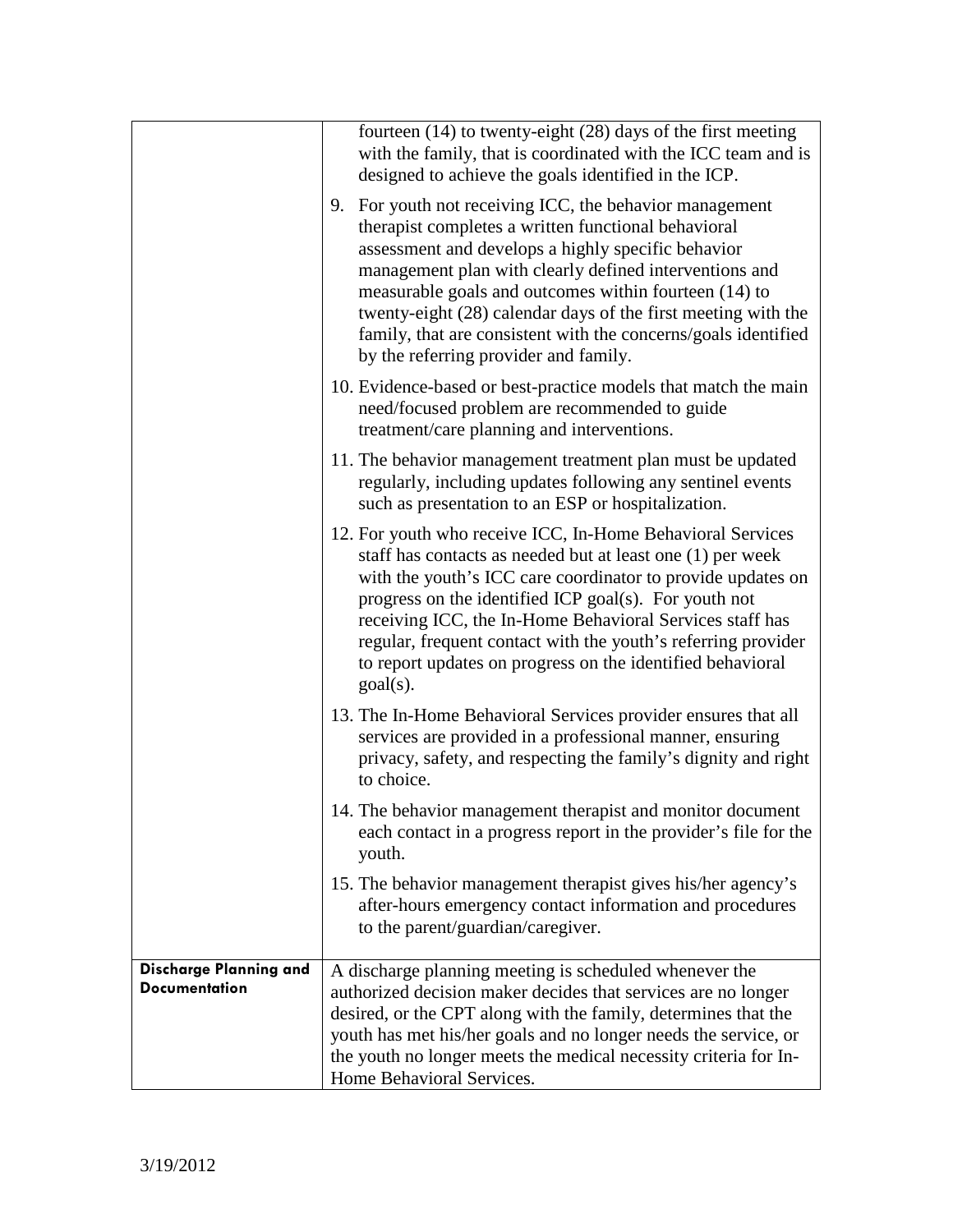| | |
|---|---|
| | fourteen (14) to twenty-eight (28) days of the first meeting with the family, that is coordinated with the ICC team and is designed to achieve the goals identified in the ICP.<br><br>9. For youth not receiving ICC, the behavior management therapist completes a written functional behavioral assessment and develops a highly specific behavior management plan with clearly defined interventions and measurable goals and outcomes within fourteen (14) to twenty-eight (28) calendar days of the first meeting with the family, that are consistent with the concerns/goals identified by the referring provider and family.<br><br>10. Evidence-based or best-practice models that match the main need/focused problem are recommended to guide treatment/care planning and interventions.<br><br>11. The behavior management treatment plan must be updated regularly, including updates following any sentinel events such as presentation to an ESP or hospitalization.<br><br>12. For youth who receive ICC, In-Home Behavioral Services staff has contacts as needed but at least one (1) per week with the youth's ICC care coordinator to provide updates on progress on the identified ICP goal(s). For youth not receiving ICC, the In-Home Behavioral Services staff has regular, frequent contact with the youth's referring provider to report updates on progress on the identified behavioral goal(s).<br><br>13. The In-Home Behavioral Services provider ensures that all services are provided in a professional manner, ensuring privacy, safety, and respecting the family's dignity and right to choice.<br><br>14. The behavior management therapist and monitor document each contact in a progress report in the provider's file for the youth.<br><br>15. The behavior management therapist gives his/her agency's after-hours emergency contact information and procedures to the parent/guardian/caregiver. |
| **Discharge Planning and Documentation** | A discharge planning meeting is scheduled whenever the authorized decision maker decides that services are no longer desired, or the CPT along with the family, determines that the youth has met his/her goals and no longer needs the service, or the youth no longer meets the medical necessity criteria for In-Home Behavioral Services. |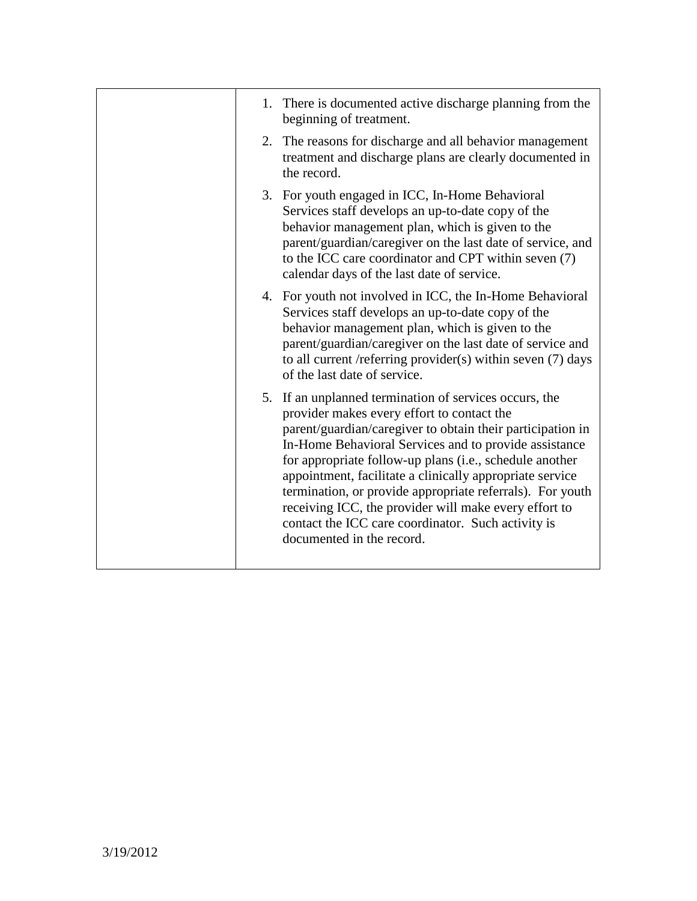| | |
|---|---|
| | 1. There is documented active discharge planning from the beginning of treatment.<br><br>2. The reasons for discharge and all behavior management treatment and discharge plans are clearly documented in the record.<br><br>3. For youth engaged in ICC, In-Home Behavioral Services staff develops an up-to-date copy of the behavior management plan, which is given to the parent/guardian/caregiver on the last date of service, and to the ICC care coordinator and CPT within seven (7) calendar days of the last date of service.<br><br>4. For youth not involved in ICC, the In-Home Behavioral Services staff develops an up-to-date copy of the behavior management plan, which is given to the parent/guardian/caregiver on the last date of service and to all current /referring provider(s) within seven (7) days of the last date of service.<br><br>5. If an unplanned termination of services occurs, the provider makes every effort to contact the parent/guardian/caregiver to obtain their participation in In-Home Behavioral Services and to provide assistance for appropriate follow-up plans (i.e., schedule another appointment, facilitate a clinically appropriate service termination, or provide appropriate referrals). For youth receiving ICC, the provider will make every effort to contact the ICC care coordinator. Such activity is documented in the record. |

3/19/2012